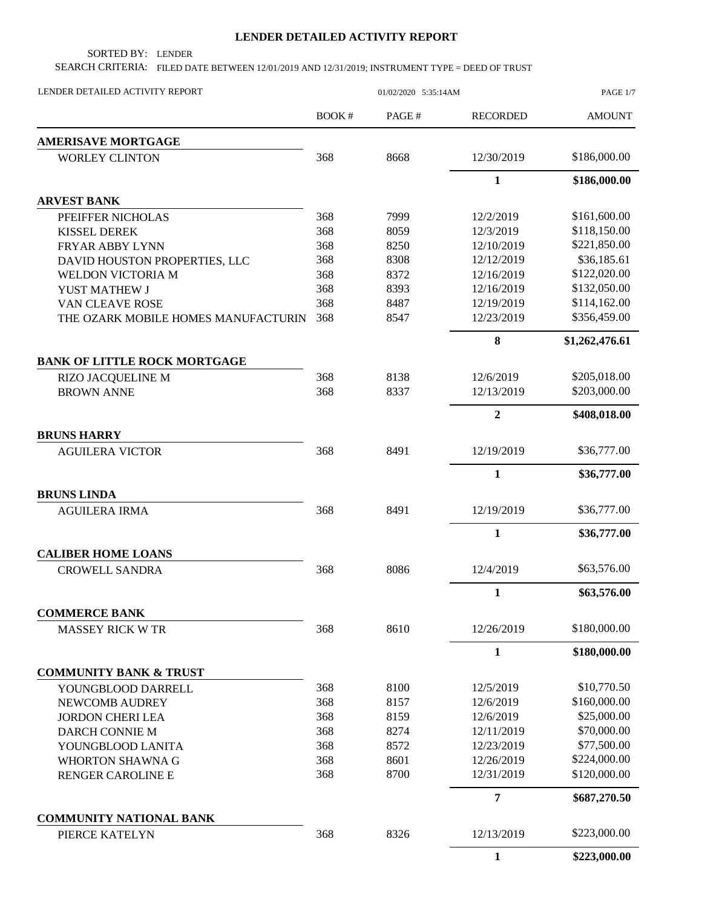# LENDER DETAILED ACTIVITY REPORT

SORTED BY: LENDER

SEARCH CRITERIA: FILED DATE BETWEEN 12/01/2019 AND 12/31/2019; INSTRUMENT TYPE = DEED OF TRUST

LENDER DETAILED ACTIVITY REPORT 01/02/2020 5:35:14AM

| | BOOK # | PAGE # | RECORDED | AMOUNT |
|---|---|---|---|---|
| **AMERISAVE MORTGAGE** | | | | |
| WORLEY CLINTON | 368 | 8668 | 12/30/2019 | $186,000.00 |
| | | | **1** | **$186,000.00** |
| **ARVEST BANK** | | | | |
| PFEIFFER NICHOLAS | 368 | 7999 | 12/2/2019 | $161,600.00 |
| KISSEL DEREK | 368 | 8059 | 12/3/2019 | $118,150.00 |
| FRYAR ABBY LYNN | 368 | 8250 | 12/10/2019 | $221,850.00 |
| DAVID HOUSTON PROPERTIES, LLC | 368 | 8308 | 12/12/2019 | $36,185.61 |
| WELDON VICTORIA M | 368 | 8372 | 12/16/2019 | $122,020.00 |
| YUST MATHEW J | 368 | 8393 | 12/16/2019 | $132,050.00 |
| VAN CLEAVE ROSE | 368 | 8487 | 12/19/2019 | $114,162.00 |
| THE OZARK MOBILE HOMES MANUFACTURIN | 368 | 8547 | 12/23/2019 | $356,459.00 |
| | | | **8** | **$1,262,476.61** |
| **BANK OF LITTLE ROCK MORTGAGE** | | | | |
| RIZO JACQUELINE M | 368 | 8138 | 12/6/2019 | $205,018.00 |
| BROWN ANNE | 368 | 8337 | 12/13/2019 | $203,000.00 |
| | | | **2** | **$408,018.00** |
| **BRUNS HARRY** | | | | |
| AGUILERA VICTOR | 368 | 8491 | 12/19/2019 | $36,777.00 |
| | | | **1** | **$36,777.00** |
| **BRUNS LINDA** | | | | |
| AGUILERA IRMA | 368 | 8491 | 12/19/2019 | $36,777.00 |
| | | | **1** | **$36,777.00** |
| **CALIBER HOME LOANS** | | | | |
| CROWELL SANDRA | 368 | 8086 | 12/4/2019 | $63,576.00 |
| | | | **1** | **$63,576.00** |
| **COMMERCE BANK** | | | | |
| MASSEY RICK W TR | 368 | 8610 | 12/26/2019 | $180,000.00 |
| | | | **1** | **$180,000.00** |
| **COMMUNITY BANK & TRUST** | | | | |
| YOUNGBLOOD DARRELL | 368 | 8100 | 12/5/2019 | $10,770.50 |
| NEWCOMB AUDREY | 368 | 8157 | 12/6/2019 | $160,000.00 |
| JORDON CHERI LEA | 368 | 8159 | 12/6/2019 | $25,000.00 |
| DARCH CONNIE M | 368 | 8274 | 12/11/2019 | $70,000.00 |
| YOUNGBLOOD LANITA | 368 | 8572 | 12/23/2019 | $77,500.00 |
| WHORTON SHAWNA G | 368 | 8601 | 12/26/2019 | $224,000.00 |
| RENGER CAROLINE E | 368 | 8700 | 12/31/2019 | $120,000.00 |
| | | | **7** | **$687,270.50** |
| **COMMUNITY NATIONAL BANK** | | | | |
| PIERCE KATELYN | 368 | 8326 | 12/13/2019 | $223,000.00 |
| | | | **1** | **$223,000.00** |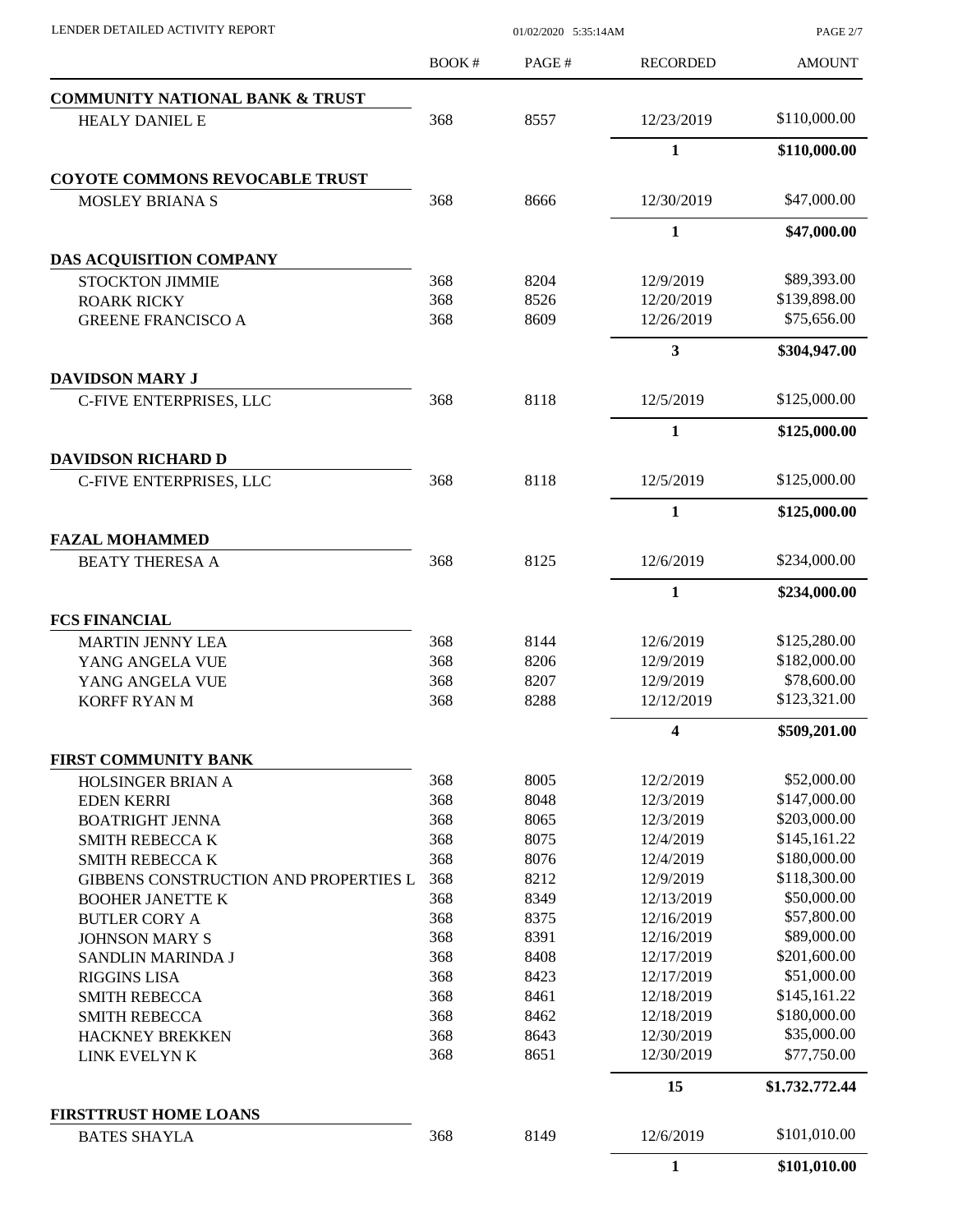| | BOOK # | PAGE # | RECORDED | AMOUNT |
|---|---|---|---|---|
| **COMMUNITY NATIONAL BANK & TRUST** | | | | |
| HEALY DANIEL E | 368 | 8557 | 12/23/2019 | $110,000.00 |
| | | | **1** | **$110,000.00** |
| **COYOTE COMMONS REVOCABLE TRUST** | | | | |
| MOSLEY BRIANA S | 368 | 8666 | 12/30/2019 | $47,000.00 |
| | | | **1** | **$47,000.00** |
| **DAS ACQUISITION COMPANY** | | | | |
| STOCKTON JIMMIE | 368 | 8204 | 12/9/2019 | $89,393.00 |
| ROARK RICKY | 368 | 8526 | 12/20/2019 | $139,898.00 |
| GREENE FRANCISCO A | 368 | 8609 | 12/26/2019 | $75,656.00 |
| | | | **3** | **$304,947.00** |
| **DAVIDSON MARY J** | | | | |
| C-FIVE ENTERPRISES, LLC | 368 | 8118 | 12/5/2019 | $125,000.00 |
| | | | **1** | **$125,000.00** |
| **DAVIDSON RICHARD D** | | | | |
| C-FIVE ENTERPRISES, LLC | 368 | 8118 | 12/5/2019 | $125,000.00 |
| | | | **1** | **$125,000.00** |
| **FAZAL MOHAMMED** | | | | |
| BEATY THERESA A | 368 | 8125 | 12/6/2019 | $234,000.00 |
| | | | **1** | **$234,000.00** |
| **FCS FINANCIAL** | | | | |
| MARTIN JENNY LEA | 368 | 8144 | 12/6/2019 | $125,280.00 |
| YANG ANGELA VUE | 368 | 8206 | 12/9/2019 | $182,000.00 |
| YANG ANGELA VUE | 368 | 8207 | 12/9/2019 | $78,600.00 |
| KORFF RYAN M | 368 | 8288 | 12/12/2019 | $123,321.00 |
| | | | **4** | **$509,201.00** |
| **FIRST COMMUNITY BANK** | | | | |
| HOLSINGER BRIAN A | 368 | 8005 | 12/2/2019 | $52,000.00 |
| EDEN KERRI | 368 | 8048 | 12/3/2019 | $147,000.00 |
| BOATRIGHT JENNA | 368 | 8065 | 12/3/2019 | $203,000.00 |
| SMITH REBECCA K | 368 | 8075 | 12/4/2019 | $145,161.22 |
| SMITH REBECCA K | 368 | 8076 | 12/4/2019 | $180,000.00 |
| GIBBENS CONSTRUCTION AND PROPERTIES L | 368 | 8212 | 12/9/2019 | $118,300.00 |
| BOOHER JANETTE K | 368 | 8349 | 12/13/2019 | $50,000.00 |
| BUTLER CORY A | 368 | 8375 | 12/16/2019 | $57,800.00 |
| JOHNSON MARY S | 368 | 8391 | 12/16/2019 | $89,000.00 |
| SANDLIN MARINDA J | 368 | 8408 | 12/17/2019 | $201,600.00 |
| RIGGINS LISA | 368 | 8423 | 12/17/2019 | $51,000.00 |
| SMITH REBECCA | 368 | 8461 | 12/18/2019 | $145,161.22 |
| SMITH REBECCA | 368 | 8462 | 12/18/2019 | $180,000.00 |
| HACKNEY BREKKEN | 368 | 8643 | 12/30/2019 | $35,000.00 |
| LINK EVELYN K | 368 | 8651 | 12/30/2019 | $77,750.00 |
| | | | **15** | **$1,732,772.44** |
| **FIRSTTRUST HOME LOANS** | | | | |
| BATES SHAYLA | 368 | 8149 | 12/6/2019 | $101,010.00 |
| | | | **1** | **$101,010.00** |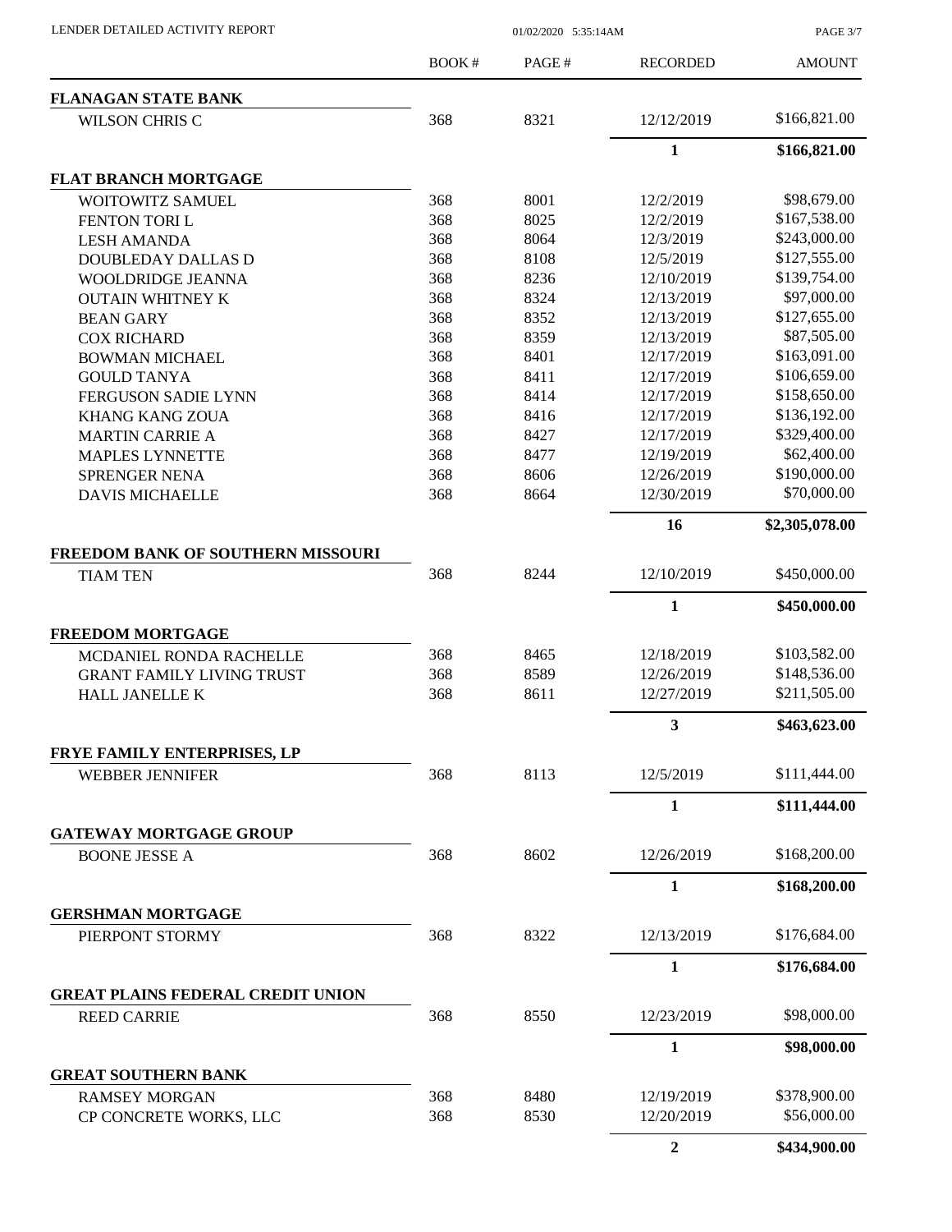| | BOOK # | PAGE # | RECORDED | AMOUNT |
|---|---|---|---|---|
| **FLANAGAN STATE BANK** | | | | |
| WILSON CHRIS C | 368 | 8321 | 12/12/2019 | \$166,821.00 |
| | | | **1** | **\$166,821.00** |
| **FLAT BRANCH MORTGAGE** | | | | |
| WOITOWITZ SAMUEL | 368 | 8001 | 12/2/2019 | \$98,679.00 |
| FENTON TORI L | 368 | 8025 | 12/2/2019 | \$167,538.00 |
| LESH AMANDA | 368 | 8064 | 12/3/2019 | \$243,000.00 |
| DOUBLEDAY DALLAS D | 368 | 8108 | 12/5/2019 | \$127,555.00 |
| WOOLDRIDGE JEANNA | 368 | 8236 | 12/10/2019 | \$139,754.00 |
| OUTAIN WHITNEY K | 368 | 8324 | 12/13/2019 | \$97,000.00 |
| BEAN GARY | 368 | 8352 | 12/13/2019 | \$127,655.00 |
| COX RICHARD | 368 | 8359 | 12/13/2019 | \$87,505.00 |
| BOWMAN MICHAEL | 368 | 8401 | 12/17/2019 | \$163,091.00 |
| GOULD TANYA | 368 | 8411 | 12/17/2019 | \$106,659.00 |
| FERGUSON SADIE LYNN | 368 | 8414 | 12/17/2019 | \$158,650.00 |
| KHANG KANG ZOUA | 368 | 8416 | 12/17/2019 | \$136,192.00 |
| MARTIN CARRIE A | 368 | 8427 | 12/17/2019 | \$329,400.00 |
| MAPLES LYNNETTE | 368 | 8477 | 12/19/2019 | \$62,400.00 |
| SPRENGER NENA | 368 | 8606 | 12/26/2019 | \$190,000.00 |
| DAVIS MICHAELLE | 368 | 8664 | 12/30/2019 | \$70,000.00 |
| | | | **16** | **\$2,305,078.00** |
| **FREEDOM BANK OF SOUTHERN MISSOURI** | | | | |
| TIAM TEN | 368 | 8244 | 12/10/2019 | \$450,000.00 |
| | | | **1** | **\$450,000.00** |
| **FREEDOM MORTGAGE** | | | | |
| MCDANIEL RONDA RACHELLE | 368 | 8465 | 12/18/2019 | \$103,582.00 |
| GRANT FAMILY LIVING TRUST | 368 | 8589 | 12/26/2019 | \$148,536.00 |
| HALL JANELLE K | 368 | 8611 | 12/27/2019 | \$211,505.00 |
| | | | **3** | **\$463,623.00** |
| **FRYE FAMILY ENTERPRISES, LP** | | | | |
| WEBBER JENNIFER | 368 | 8113 | 12/5/2019 | \$111,444.00 |
| | | | **1** | **\$111,444.00** |
| **GATEWAY MORTGAGE GROUP** | | | | |
| BOONE JESSE A | 368 | 8602 | 12/26/2019 | \$168,200.00 |
| | | | **1** | **\$168,200.00** |
| **GERSHMAN MORTGAGE** | | | | |
| PIERPONT STORMY | 368 | 8322 | 12/13/2019 | \$176,684.00 |
| | | | **1** | **\$176,684.00** |
| **GREAT PLAINS FEDERAL CREDIT UNION** | | | | |
| REED CARRIE | 368 | 8550 | 12/23/2019 | \$98,000.00 |
| | | | **1** | **\$98,000.00** |
| **GREAT SOUTHERN BANK** | | | | |
| RAMSEY MORGAN | 368 | 8480 | 12/19/2019 | \$378,900.00 |
| CP CONCRETE WORKS, LLC | 368 | 8530 | 12/20/2019 | \$56,000.00 |
| | | | **2** | **\$434,900.00** |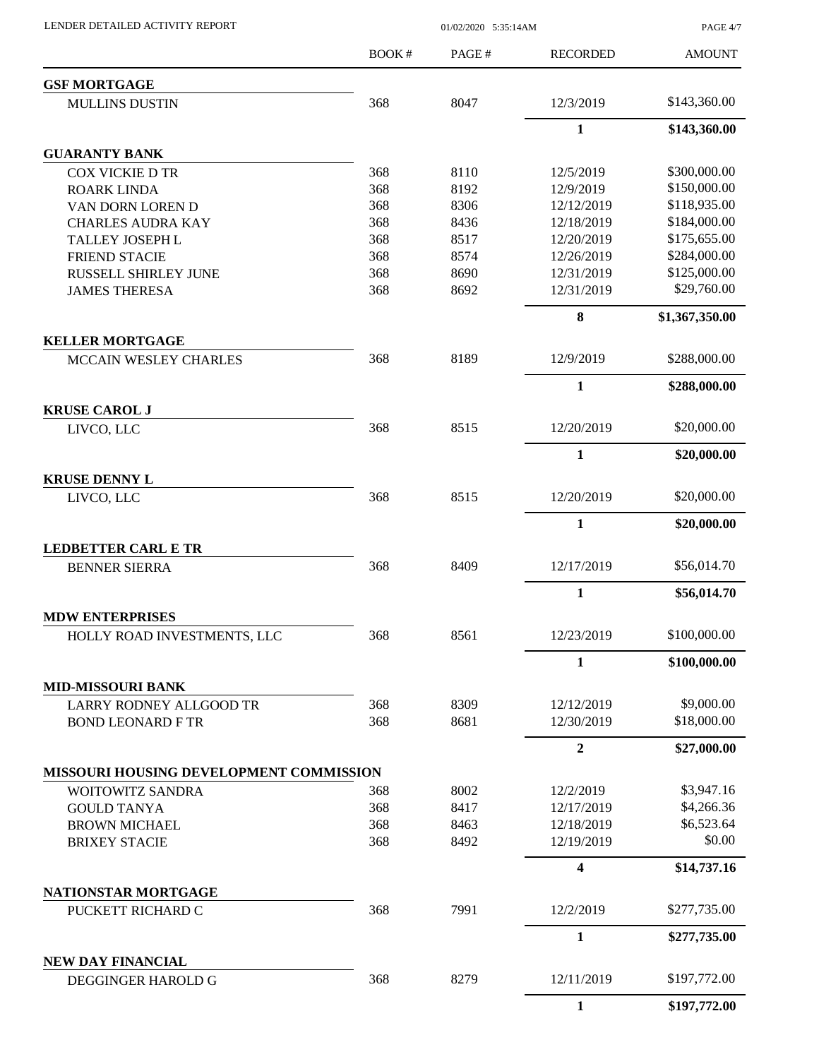LENDER DETAILED ACTIVITY REPORT

| | BOOK # | PAGE # | RECORDED | AMOUNT |
|---|---|---|---|---|
| **GSF MORTGAGE** | | | | |
| MULLINS DUSTIN | 368 | 8047 | 12/3/2019 | $143,360.00 |
| | | | **1** | **$143,360.00** |
| **GUARANTY BANK** | | | | |
| COX VICKIE D TR | 368 | 8110 | 12/5/2019 | $300,000.00 |
| ROARK LINDA | 368 | 8192 | 12/9/2019 | $150,000.00 |
| VAN DORN LOREN D | 368 | 8306 | 12/12/2019 | $118,935.00 |
| CHARLES AUDRA KAY | 368 | 8436 | 12/18/2019 | $184,000.00 |
| TALLEY JOSEPH L | 368 | 8517 | 12/20/2019 | $175,655.00 |
| FRIEND STACIE | 368 | 8574 | 12/26/2019 | $284,000.00 |
| RUSSELL SHIRLEY JUNE | 368 | 8690 | 12/31/2019 | $125,000.00 |
| JAMES THERESA | 368 | 8692 | 12/31/2019 | $29,760.00 |
| | | | **8** | **$1,367,350.00** |
| **KELLER MORTGAGE** | | | | |
| MCCAIN WESLEY CHARLES | 368 | 8189 | 12/9/2019 | $288,000.00 |
| | | | **1** | **$288,000.00** |
| **KRUSE CAROL J** | | | | |
| LIVCO, LLC | 368 | 8515 | 12/20/2019 | $20,000.00 |
| | | | **1** | **$20,000.00** |
| **KRUSE DENNY L** | | | | |
| LIVCO, LLC | 368 | 8515 | 12/20/2019 | $20,000.00 |
| | | | **1** | **$20,000.00** |
| **LEDBETTER CARL E TR** | | | | |
| BENNER SIERRA | 368 | 8409 | 12/17/2019 | $56,014.70 |
| | | | **1** | **$56,014.70** |
| **MDW ENTERPRISES** | | | | |
| HOLLY ROAD INVESTMENTS, LLC | 368 | 8561 | 12/23/2019 | $100,000.00 |
| | | | **1** | **$100,000.00** |
| **MID-MISSOURI BANK** | | | | |
| LARRY RODNEY ALLGOOD TR | 368 | 8309 | 12/12/2019 | $9,000.00 |
| BOND LEONARD F TR | 368 | 8681 | 12/30/2019 | $18,000.00 |
| | | | **2** | **$27,000.00** |
| **MISSOURI HOUSING DEVELOPMENT COMMISSION** | | | | |
| WOITOWITZ SANDRA | 368 | 8002 | 12/2/2019 | $3,947.16 |
| GOULD TANYA | 368 | 8417 | 12/17/2019 | $4,266.36 |
| BROWN MICHAEL | 368 | 8463 | 12/18/2019 | $6,523.64 |
| BRIXEY STACIE | 368 | 8492 | 12/19/2019 | $0.00 |
| | | | **4** | **$14,737.16** |
| **NATIONSTAR MORTGAGE** | | | | |
| PUCKETT RICHARD C | 368 | 7991 | 12/2/2019 | $277,735.00 |
| | | | **1** | **$277,735.00** |
| **NEW DAY FINANCIAL** | | | | |
| DEGGINGER HAROLD G | 368 | 8279 | 12/11/2019 | $197,772.00 |
| | | | **1** | **$197,772.00** |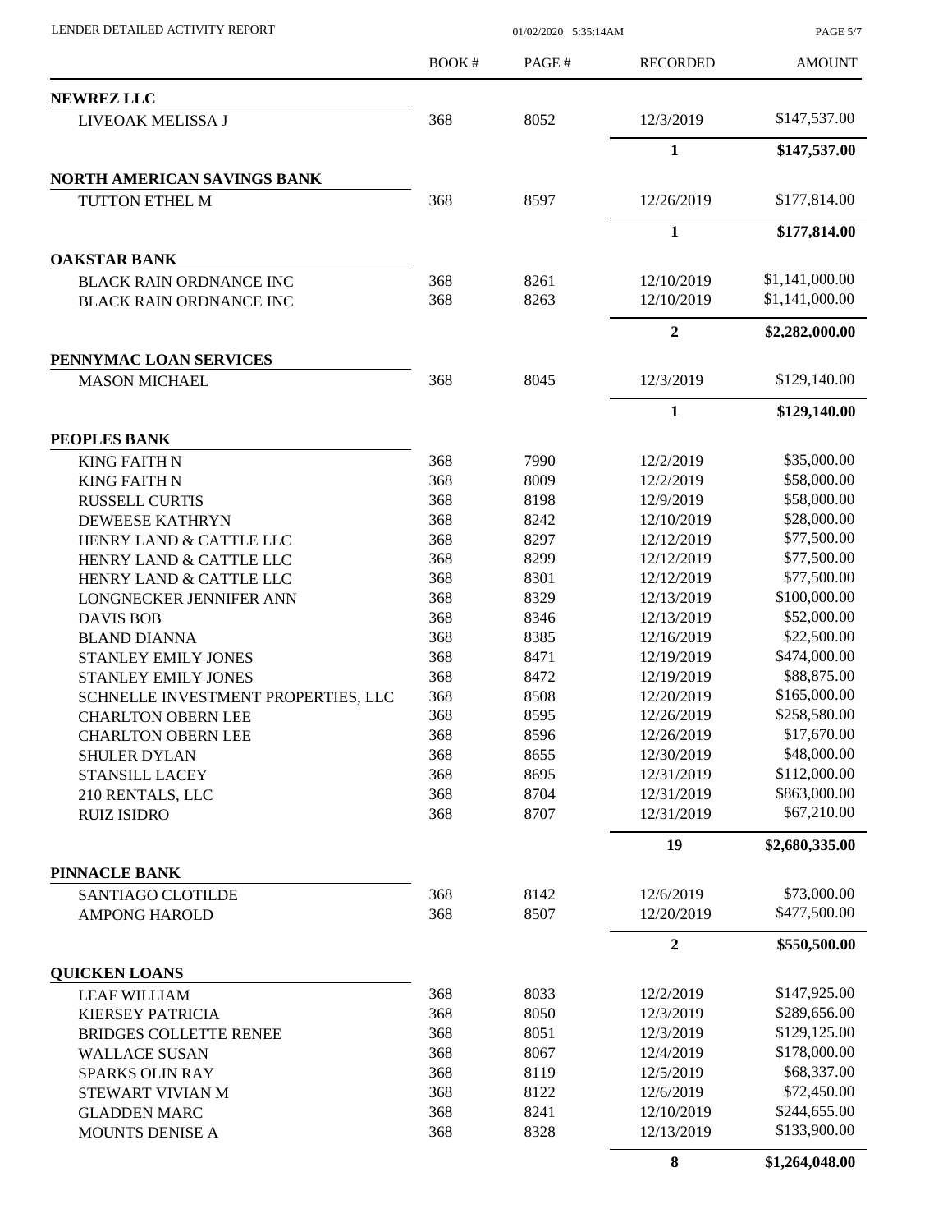| | BOOK # | PAGE # | RECORDED | AMOUNT |
|---|---|---|---|---|
| **NEWREZ LLC** | | | | |
| LIVEOAK MELISSA J | 368 | 8052 | 12/3/2019 | $147,537.00 |
| | | | **1** | **$147,537.00** |
| **NORTH AMERICAN SAVINGS BANK** | | | | |
| TUTTON ETHEL M | 368 | 8597 | 12/26/2019 | $177,814.00 |
| | | | **1** | **$177,814.00** |
| **OAKSTAR BANK** | | | | |
| BLACK RAIN ORDNANCE INC | 368 | 8261 | 12/10/2019 | $1,141,000.00 |
| BLACK RAIN ORDNANCE INC | 368 | 8263 | 12/10/2019 | $1,141,000.00 |
| | | | **2** | **$2,282,000.00** |
| **PENNYMAC LOAN SERVICES** | | | | |
| MASON MICHAEL | 368 | 8045 | 12/3/2019 | $129,140.00 |
| | | | **1** | **$129,140.00** |
| **PEOPLES BANK** | | | | |
| KING FAITH N | 368 | 7990 | 12/2/2019 | $35,000.00 |
| KING FAITH N | 368 | 8009 | 12/2/2019 | $58,000.00 |
| RUSSELL CURTIS | 368 | 8198 | 12/9/2019 | $58,000.00 |
| DEWEESE KATHRYN | 368 | 8242 | 12/10/2019 | $28,000.00 |
| HENRY LAND & CATTLE LLC | 368 | 8297 | 12/12/2019 | $77,500.00 |
| HENRY LAND & CATTLE LLC | 368 | 8299 | 12/12/2019 | $77,500.00 |
| HENRY LAND & CATTLE LLC | 368 | 8301 | 12/12/2019 | $77,500.00 |
| LONGNECKER JENNIFER ANN | 368 | 8329 | 12/13/2019 | $100,000.00 |
| DAVIS BOB | 368 | 8346 | 12/13/2019 | $52,000.00 |
| BLAND DIANNA | 368 | 8385 | 12/16/2019 | $22,500.00 |
| STANLEY EMILY JONES | 368 | 8471 | 12/19/2019 | $474,000.00 |
| STANLEY EMILY JONES | 368 | 8472 | 12/19/2019 | $88,875.00 |
| SCHNELLE INVESTMENT PROPERTIES, LLC | 368 | 8508 | 12/20/2019 | $165,000.00 |
| CHARLTON OBERN LEE | 368 | 8595 | 12/26/2019 | $258,580.00 |
| CHARLTON OBERN LEE | 368 | 8596 | 12/26/2019 | $17,670.00 |
| SHULER DYLAN | 368 | 8655 | 12/30/2019 | $48,000.00 |
| STANSILL LACEY | 368 | 8695 | 12/31/2019 | $112,000.00 |
| 210 RENTALS, LLC | 368 | 8704 | 12/31/2019 | $863,000.00 |
| RUIZ ISIDRO | 368 | 8707 | 12/31/2019 | $67,210.00 |
| | | | **19** | **$2,680,335.00** |
| **PINNACLE BANK** | | | | |
| SANTIAGO CLOTILDE | 368 | 8142 | 12/6/2019 | $73,000.00 |
| AMPONG HAROLD | 368 | 8507 | 12/20/2019 | $477,500.00 |
| | | | **2** | **$550,500.00** |
| **QUICKEN LOANS** | | | | |
| LEAF WILLIAM | 368 | 8033 | 12/2/2019 | $147,925.00 |
| KIERSEY PATRICIA | 368 | 8050 | 12/3/2019 | $289,656.00 |
| BRIDGES COLLETTE RENEE | 368 | 8051 | 12/3/2019 | $129,125.00 |
| WALLACE SUSAN | 368 | 8067 | 12/4/2019 | $178,000.00 |
| SPARKS OLIN RAY | 368 | 8119 | 12/5/2019 | $68,337.00 |
| STEWART VIVIAN M | 368 | 8122 | 12/6/2019 | $72,450.00 |
| GLADDEN MARC | 368 | 8241 | 12/10/2019 | $244,655.00 |
| MOUNTS DENISE A | 368 | 8328 | 12/13/2019 | $133,900.00 |
| | | | **8** | **$1,264,048.00** |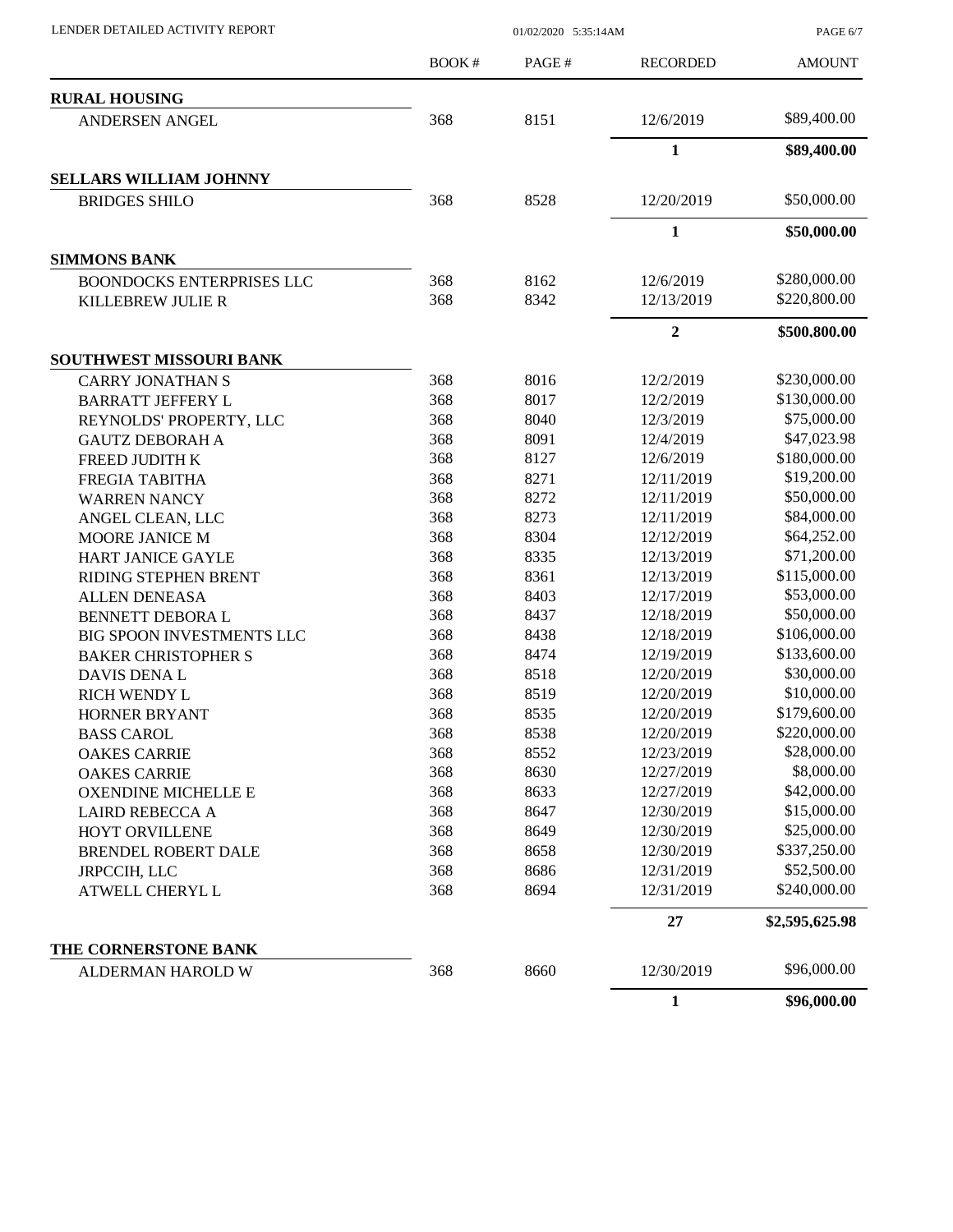| | BOOK # | PAGE # | RECORDED | AMOUNT |
|---|---|---|---|---|
| **RURAL HOUSING** | | | | |
| ANDERSEN ANGEL | 368 | 8151 | 12/6/2019 | \$89,400.00 |
| | | | **1** | **\$89,400.00** |
| **SELLARS WILLIAM JOHNNY** | | | | |
| BRIDGES SHILO | 368 | 8528 | 12/20/2019 | \$50,000.00 |
| | | | **1** | **\$50,000.00** |
| **SIMMONS BANK** | | | | |
| BOONDOCKS ENTERPRISES LLC | 368 | 8162 | 12/6/2019 | \$280,000.00 |
| KILLEBREW JULIE R | 368 | 8342 | 12/13/2019 | \$220,800.00 |
| | | | **2** | **\$500,800.00** |
| **SOUTHWEST MISSOURI BANK** | | | | |
| CARRY JONATHAN S | 368 | 8016 | 12/2/2019 | \$230,000.00 |
| BARRATT JEFFERY L | 368 | 8017 | 12/2/2019 | \$130,000.00 |
| REYNOLDS' PROPERTY, LLC | 368 | 8040 | 12/3/2019 | \$75,000.00 |
| GAUTZ DEBORAH A | 368 | 8091 | 12/4/2019 | \$47,023.98 |
| FREED JUDITH K | 368 | 8127 | 12/6/2019 | \$180,000.00 |
| FREGIA TABITHA | 368 | 8271 | 12/11/2019 | \$19,200.00 |
| WARREN NANCY | 368 | 8272 | 12/11/2019 | \$50,000.00 |
| ANGEL CLEAN, LLC | 368 | 8273 | 12/11/2019 | \$84,000.00 |
| MOORE JANICE M | 368 | 8304 | 12/12/2019 | \$64,252.00 |
| HART JANICE GAYLE | 368 | 8335 | 12/13/2019 | \$71,200.00 |
| RIDING STEPHEN BRENT | 368 | 8361 | 12/13/2019 | \$115,000.00 |
| ALLEN DENEASA | 368 | 8403 | 12/17/2019 | \$53,000.00 |
| BENNETT DEBORA L | 368 | 8437 | 12/18/2019 | \$50,000.00 |
| BIG SPOON INVESTMENTS LLC | 368 | 8438 | 12/18/2019 | \$106,000.00 |
| BAKER CHRISTOPHER S | 368 | 8474 | 12/19/2019 | \$133,600.00 |
| DAVIS DENA L | 368 | 8518 | 12/20/2019 | \$30,000.00 |
| RICH WENDY L | 368 | 8519 | 12/20/2019 | \$10,000.00 |
| HORNER BRYANT | 368 | 8535 | 12/20/2019 | \$179,600.00 |
| BASS CAROL | 368 | 8538 | 12/20/2019 | \$220,000.00 |
| OAKES CARRIE | 368 | 8552 | 12/23/2019 | \$28,000.00 |
| OAKES CARRIE | 368 | 8630 | 12/27/2019 | \$8,000.00 |
| OXENDINE MICHELLE E | 368 | 8633 | 12/27/2019 | \$42,000.00 |
| LAIRD REBECCA A | 368 | 8647 | 12/30/2019 | \$15,000.00 |
| HOYT ORVILLENE | 368 | 8649 | 12/30/2019 | \$25,000.00 |
| BRENDEL ROBERT DALE | 368 | 8658 | 12/30/2019 | \$337,250.00 |
| JRPCCIH, LLC | 368 | 8686 | 12/31/2019 | \$52,500.00 |
| ATWELL CHERYL L | 368 | 8694 | 12/31/2019 | \$240,000.00 |
| | | | **27** | **\$2,595,625.98** |
| **THE CORNERSTONE BANK** | | | | |
| ALDERMAN HAROLD W | 368 | 8660 | 12/30/2019 | \$96,000.00 |
| | | | **1** | **\$96,000.00** |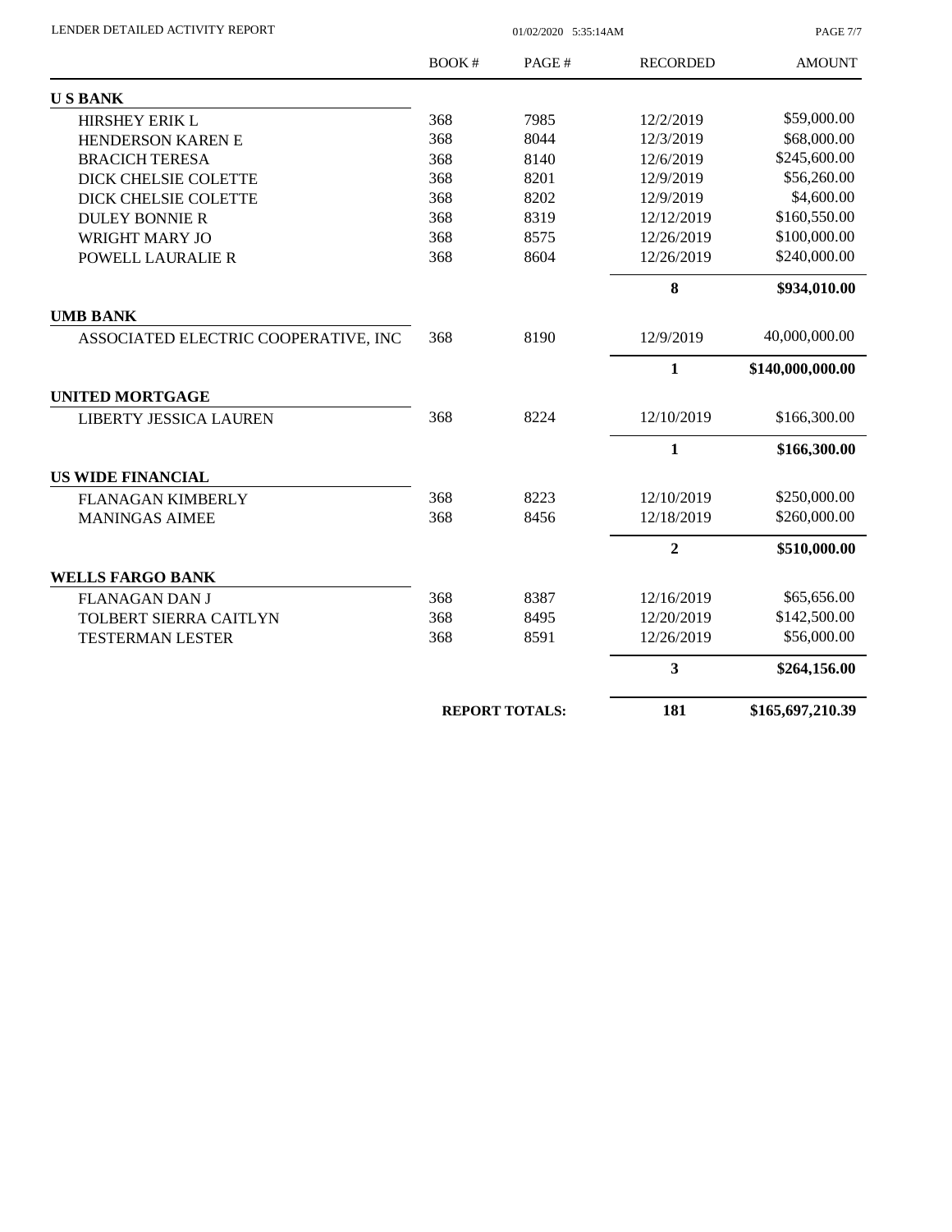| | BOOK # | PAGE # | RECORDED | AMOUNT |
|---|---|---|---|---|
| **U S BANK** | | | | |
| HIRSHEY ERIK L | 368 | 7985 | 12/2/2019 | $59,000.00 |
| HENDERSON KAREN E | 368 | 8044 | 12/3/2019 | $68,000.00 |
| BRACICH TERESA | 368 | 8140 | 12/6/2019 | $245,600.00 |
| DICK CHELSIE COLETTE | 368 | 8201 | 12/9/2019 | $56,260.00 |
| DICK CHELSIE COLETTE | 368 | 8202 | 12/9/2019 | $4,600.00 |
| DULEY BONNIE R | 368 | 8319 | 12/12/2019 | $160,550.00 |
| WRIGHT MARY JO | 368 | 8575 | 12/26/2019 | $100,000.00 |
| POWELL LAURALIE R | 368 | 8604 | 12/26/2019 | $240,000.00 |
| | | | **8** | **$934,010.00** |
| **UMB BANK** | | | | |
| ASSOCIATED ELECTRIC COOPERATIVE, INC | 368 | 8190 | 12/9/2019 | 40,000,000.00 |
| | | | **1** | **$140,000,000.00** |
| **UNITED MORTGAGE** | | | | |
| LIBERTY JESSICA LAUREN | 368 | 8224 | 12/10/2019 | $166,300.00 |
| | | | **1** | **$166,300.00** |
| **US WIDE FINANCIAL** | | | | |
| FLANAGAN KIMBERLY | 368 | 8223 | 12/10/2019 | $250,000.00 |
| MANINGAS AIMEE | 368 | 8456 | 12/18/2019 | $260,000.00 |
| | | | **2** | **$510,000.00** |
| **WELLS FARGO BANK** | | | | |
| FLANAGAN DAN J | 368 | 8387 | 12/16/2019 | $65,656.00 |
| TOLBERT SIERRA CAITLYN | 368 | 8495 | 12/20/2019 | $142,500.00 |
| TESTERMAN LESTER | 368 | 8591 | 12/26/2019 | $56,000.00 |
| | | | **3** | **$264,156.00** |
| | **REPORT TOTALS:** | | **181** | **$165,697,210.39** |